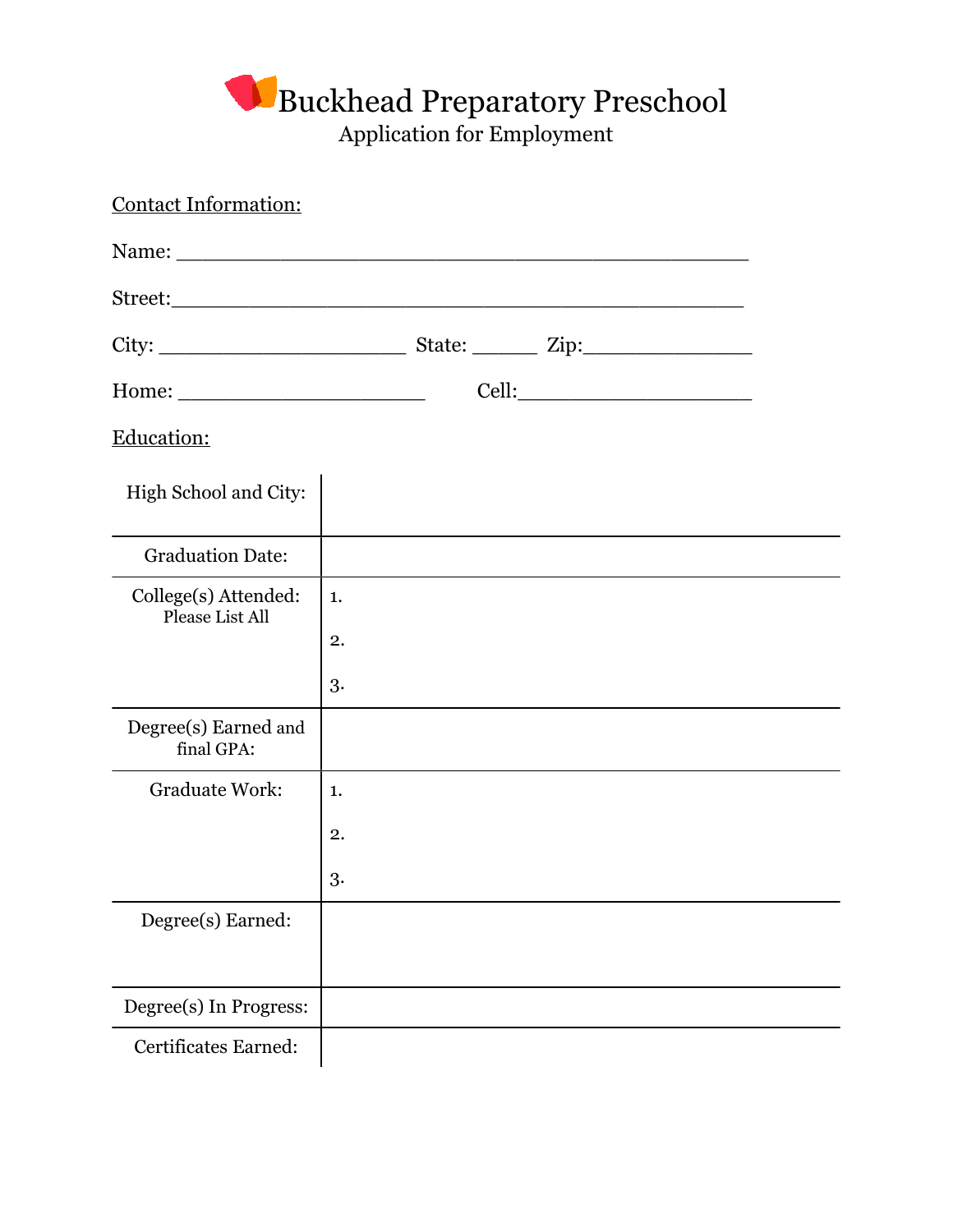# Buckhead Preparatory Preschool

## Application for Employment

Contact Information:

Name: ____________________________________________

Street:____________________________________________

City: ___________________ State: _____ Zip:______________

Home: ___________________ Cell:__________________

Education:

| | |
|---|---|
| High School and City: | |
| Graduation Date: | |
| College(s) Attended: Please List All | 1.<br>2.<br>3. |
| Degree(s) Earned and final GPA: | |
| Graduate Work: | 1.<br>2.<br>3. |
| Degree(s) Earned: | |
| Degree(s) In Progress: | |
| Certificates Earned: | |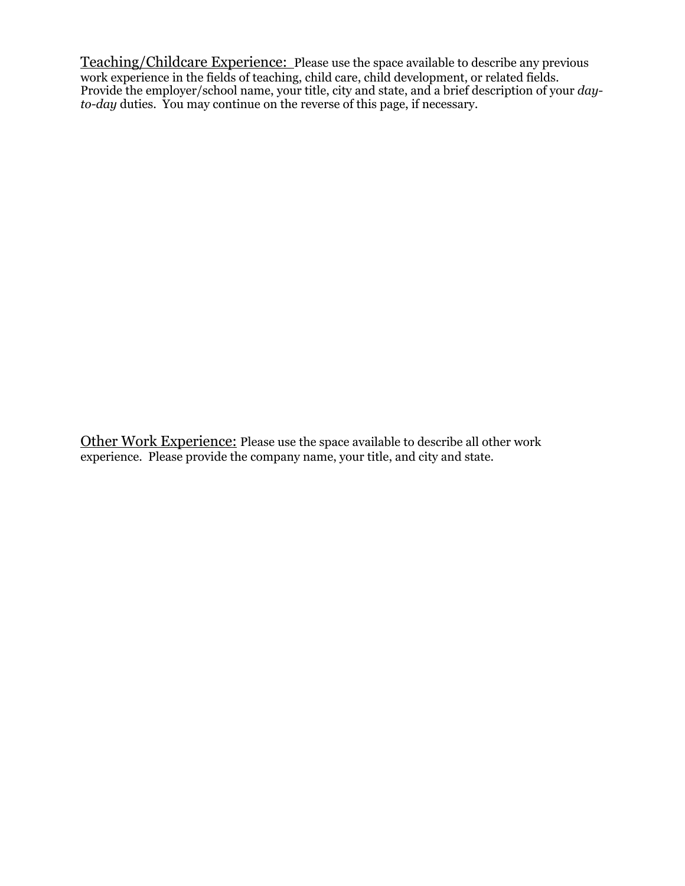<u>Teaching/Childcare Experience:</u> Please use the space available to describe any previous work experience in the fields of teaching, child care, child development, or related fields. Provide the employer/school name, your title, city and state, and a brief description of your *day-to-day* duties. You may continue on the reverse of this page, if necessary.

<u>Other Work Experience:</u> Please use the space available to describe all other work experience. Please provide the company name, your title, and city and state.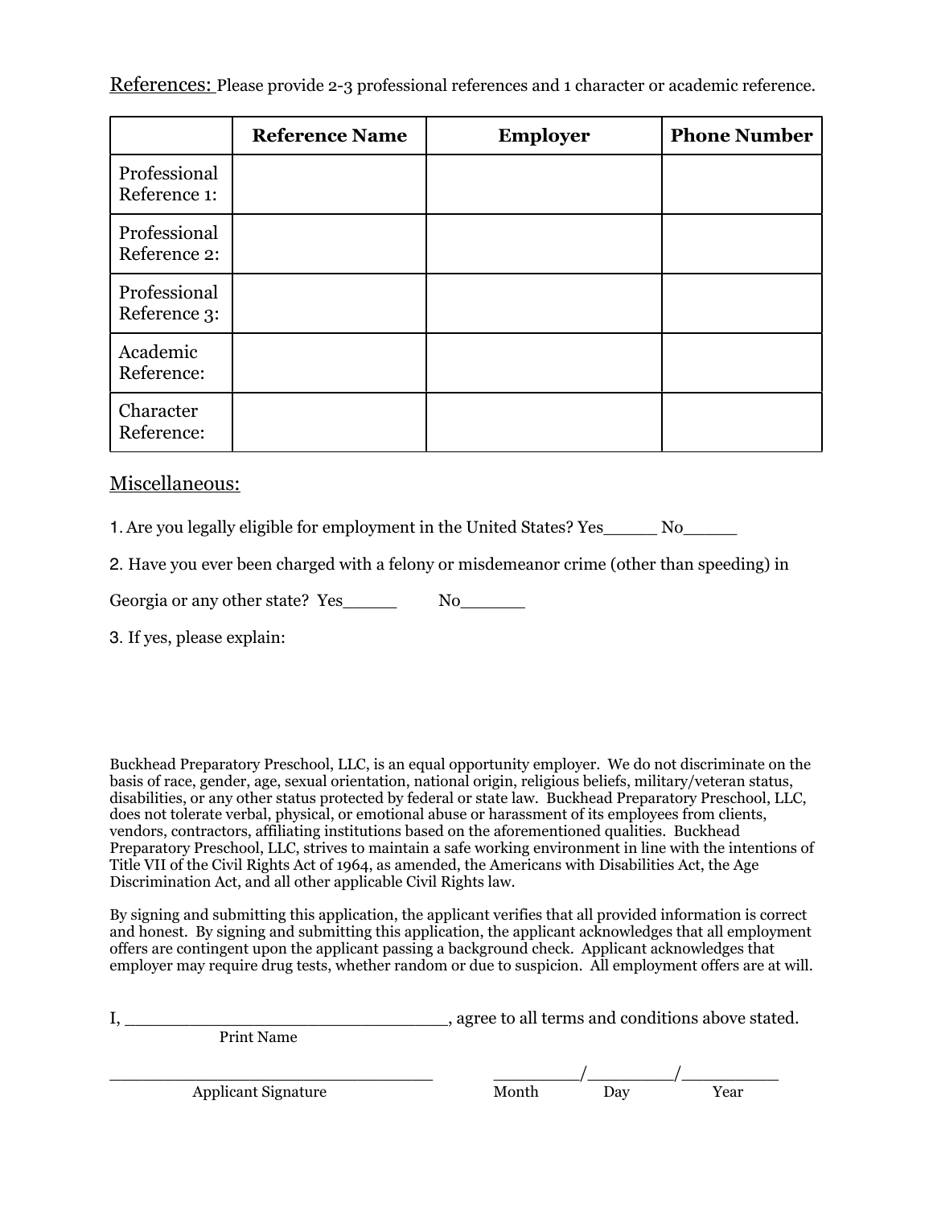References: Please provide 2-3 professional references and 1 character or academic reference.

| | Reference Name | Employer | Phone Number |
|---|---|---|---|
| Professional Reference 1: | | | |
| Professional Reference 2: | | | |
| Professional Reference 3: | | | |
| Academic Reference: | | | |
| Character Reference: | | | |

Miscellaneous:

1. Are you legally eligible for employment in the United States? Yes_____ No_____

2. Have you ever been charged with a felony or misdemeanor crime (other than speeding) in Georgia or any other state? Yes_____ No______

3. If yes, please explain:

Buckhead Preparatory Preschool, LLC, is an equal opportunity employer. We do not discriminate on the basis of race, gender, age, sexual orientation, national origin, religious beliefs, military/veteran status, disabilities, or any other status protected by federal or state law. Buckhead Preparatory Preschool, LLC, does not tolerate verbal, physical, or emotional abuse or harassment of its employees from clients, vendors, contractors, affiliating institutions based on the aforementioned qualities. Buckhead Preparatory Preschool, LLC, strives to maintain a safe working environment in line with the intentions of Title VII of the Civil Rights Act of 1964, as amended, the Americans with Disabilities Act, the Age Discrimination Act, and all other applicable Civil Rights law.

By signing and submitting this application, the applicant verifies that all provided information is correct and honest. By signing and submitting this application, the applicant acknowledges that all employment offers are contingent upon the applicant passing a background check. Applicant acknowledges that employer may require drug tests, whether random or due to suspicion. All employment offers are at will.

I, _______________________________, agree to all terms and conditions above stated.
Print Name

_______________________________ ________/________/_________
Applicant Signature Month Day Year